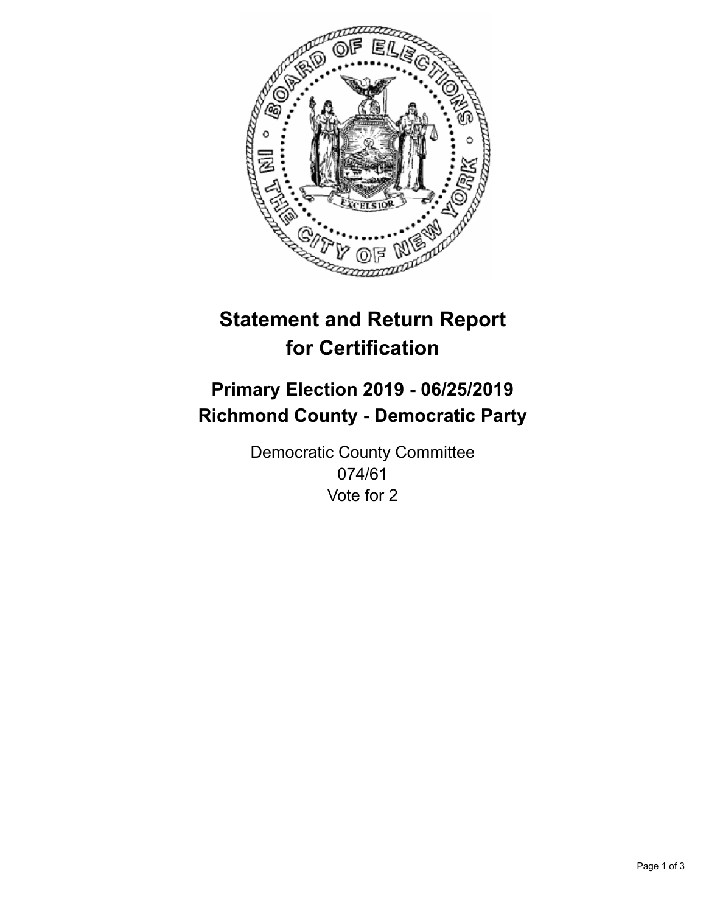# Statement and Return Report for Certification

## Primary Election 2019 - 06/25/2019
## Richmond County - Democratic Party

Democratic County Committee
074/61
Vote for 2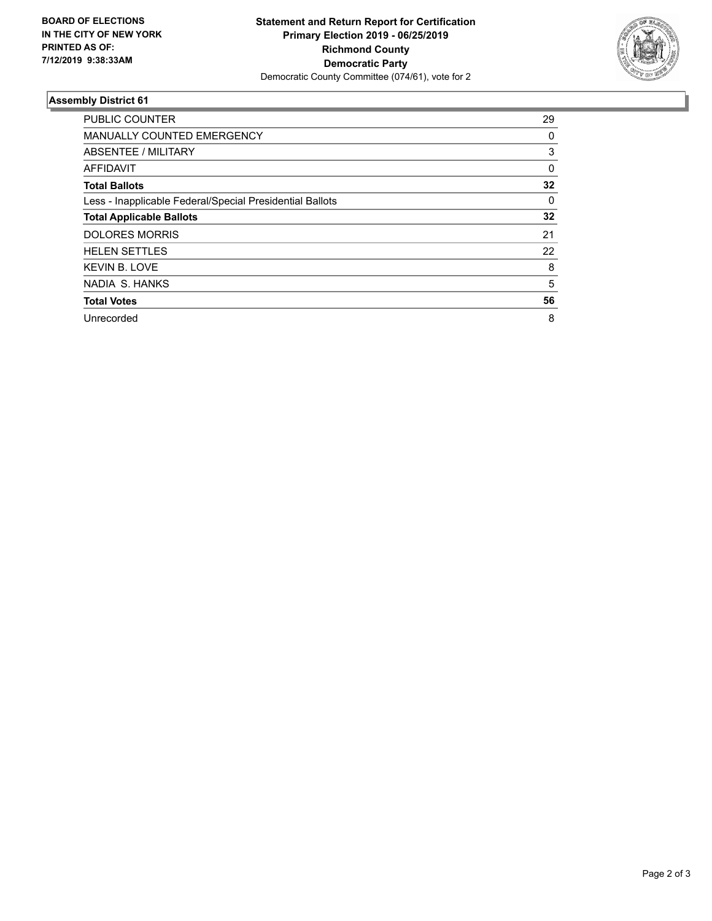**BOARD OF ELECTIONS IN THE CITY OF NEW YORK PRINTED AS OF: 7/12/2019 9:38:33AM**

**Statement and Return Report for Certification**
**Primary Election 2019 - 06/25/2019**
**Richmond County**
**Democratic Party**
Democratic County Committee (074/61), vote for 2

### Assembly District 61

| | |
|---|---|
| PUBLIC COUNTER | 29 |
| MANUALLY COUNTED EMERGENCY | 0 |
| ABSENTEE / MILITARY | 3 |
| AFFIDAVIT | 0 |
| **Total Ballots** | **32** |
| Less - Inapplicable Federal/Special Presidential Ballots | 0 |
| **Total Applicable Ballots** | **32** |
| DOLORES MORRIS | 21 |
| HELEN SETTLES | 22 |
| KEVIN B. LOVE | 8 |
| NADIA S. HANKS | 5 |
| **Total Votes** | **56** |
| Unrecorded | 8 |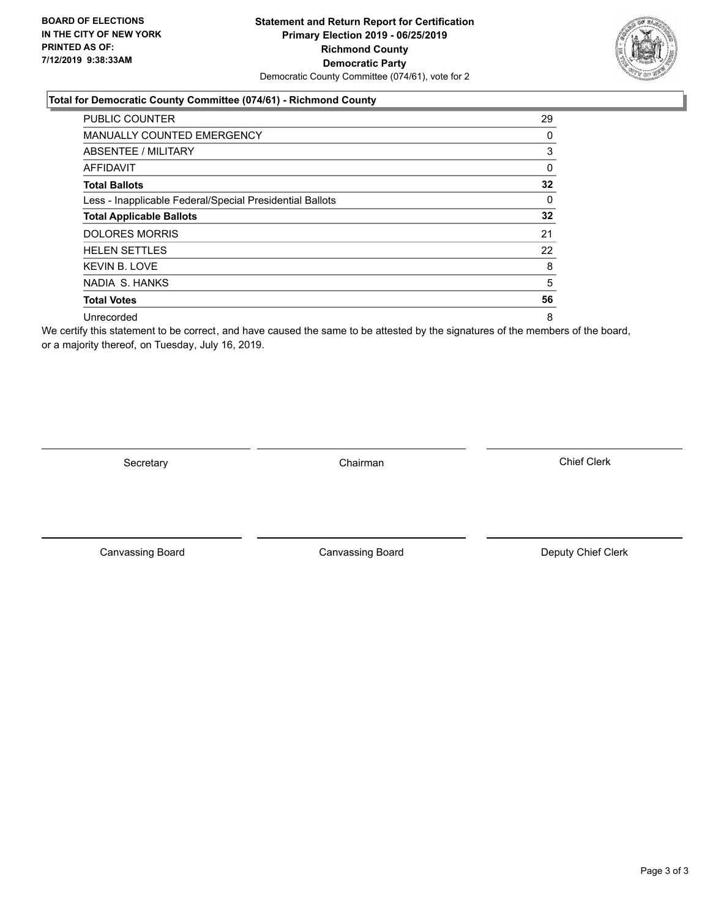**BOARD OF ELECTIONS IN THE CITY OF NEW YORK PRINTED AS OF: 7/12/2019 9:38:33AM**

**Statement and Return Report for Certification**
**Primary Election 2019 - 06/25/2019**
**Richmond County**
**Democratic Party**
Democratic County Committee (074/61), vote for 2

### Total for Democratic County Committee (074/61) - Richmond County

| | |
|---|---|
| PUBLIC COUNTER | 29 |
| MANUALLY COUNTED EMERGENCY | 0 |
| ABSENTEE / MILITARY | 3 |
| AFFIDAVIT | 0 |
| **Total Ballots** | **32** |
| Less - Inapplicable Federal/Special Presidential Ballots | 0 |
| **Total Applicable Ballots** | **32** |
| DOLORES MORRIS | 21 |
| HELEN SETTLES | 22 |
| KEVIN B. LOVE | 8 |
| NADIA S. HANKS | 5 |
| **Total Votes** | **56** |
| Unrecorded | 8 |

We certify this statement to be correct, and have caused the same to be attested by the signatures of the members of the board, or a majority thereof, on Tuesday, July 16, 2019.

Secretary

Chairman

Chief Clerk

Canvassing Board

Canvassing Board

Deputy Chief Clerk